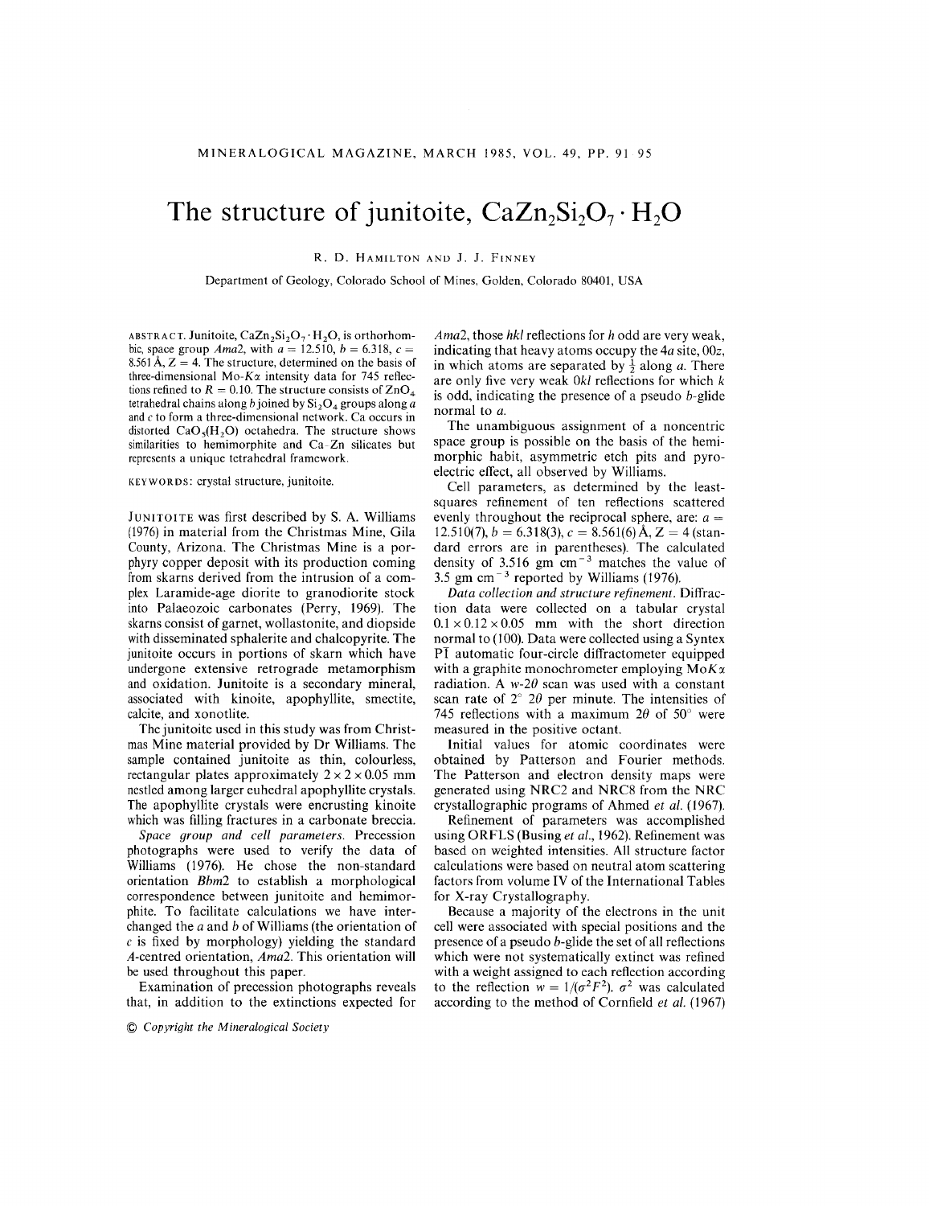# The structure of junitoite, $CaZn_2Si_2O_7 \cdot H_2O$

R. D. HAMILTON AND J. J. FINNEY

Department of Geology, Colorado School of Mines, Golden, Colorado 80401, USA

ABSTRACT. Junitoite, $CaZn_2Si_2O_7 \cdot H_2O$, is orthorhombic, space group *Ama*2, with $a = 12.510$, $b = 6.318$, $c = 8.561$ Å, Z = 4. The structure, determined on the basis of three-dimensional Mo-$K\alpha$ intensity data for 745 reflections refined to $R = 0.10$. The structure consists of $ZnO_4$ tetrahedral chains along *b* joined by $Si_2O_4$ groups along *a* and *c* to form a three-dimensional network. Ca occurs in distorted $CaO_5(H_2O)$ octahedra. The structure shows similarities to hemimorphite and Ca–Zn silicates but represents a unique tetrahedral framework.

KEYWORDS: crystal structure, junitoite.

JUNITOITE was first described by S. A. Williams (1976) in material from the Christmas Mine, Gila County, Arizona. The Christmas Mine is a porphyry copper deposit with its production coming from skarns derived from the intrusion of a complex Laramide-age diorite to granodiorite stock into Palaeozoic carbonates (Perry, 1969). The skarns consist of garnet, wollastonite, and diopside with disseminated sphalerite and chalcopyrite. The junitoite occurs in portions of skarn which have undergone extensive retrograde metamorphism and oxidation. Junitoite is a secondary mineral, associated with kinoite, apophyllite, smectite, calcite, and xonotlite.

The junitoite used in this study was from Christmas Mine material provided by Dr Williams. The sample contained junitoite as thin, colourless, rectangular plates approximately $2 \times 2 \times 0.05$ mm nestled among larger euhedral apophyllite crystals. The apophyllite crystals were encrusting kinoite which was filling fractures in a carbonate breccia.

*Space group and cell parameters.* Precession photographs were used to verify the data of Williams (1976). He chose the non-standard orientation *Bbm*2 to establish a morphological correspondence between junitoite and hemimorphite. To facilitate calculations we have interchanged the *a* and *b* of Williams (the orientation of *c* is fixed by morphology) yielding the standard *A*-centred orientation, *Ama*2. This orientation will be used throughout this paper.

Examination of precession photographs reveals that, in addition to the extinctions expected for *Ama*2, those *hkl* reflections for *h* odd are very weak, indicating that heavy atoms occupy the 4*a* site, 00*z*, in which atoms are separated by $\frac{1}{2}$ along *a*. There are only five very weak 0*kl* reflections for which *k* is odd, indicating the presence of a pseudo *b*-glide normal to *a*.

The unambiguous assignment of a noncentric space group is possible on the basis of the hemimorphic habit, asymmetric etch pits and pyroelectric effect, all observed by Williams.

Cell parameters, as determined by the least-squares refinement of ten reflections scattered evenly throughout the reciprocal sphere, are: $a = 12.510(7)$, $b = 6.318(3)$, $c = 8.561(6)$ Å, Z = 4 (standard errors are in parentheses). The calculated density of 3.516 gm $cm^{-3}$ matches the value of 3.5 gm $cm^{-3}$ reported by Williams (1976).

*Data collection and structure refinement.* Diffraction data were collected on a tabular crystal $0.1 \times 0.12 \times 0.05$ mm with the short direction normal to (100). Data were collected using a Syntex $P\bar{1}$ automatic four-circle diffractometer equipped with a graphite monochrometer employing Mo$K\alpha$ radiation. A $w$-$2\theta$ scan was used with a constant scan rate of 2° $2\theta$ per minute. The intensities of 745 reflections with a maximum $2\theta$ of 50° were measured in the positive octant.

Initial values for atomic coordinates were obtained by Patterson and Fourier methods. The Patterson and electron density maps were generated using NRC2 and NRC8 from the NRC crystallographic programs of Ahmed *et al.* (1967).

Refinement of parameters was accomplished using ORFLS (Busing *et al.*, 1962). Refinement was based on weighted intensities. All structure factor calculations were based on neutral atom scattering factors from volume IV of the International Tables for X-ray Crystallography.

Because a majority of the electrons in the unit cell were associated with special positions and the presence of a pseudo *b*-glide the set of all reflections which were not systematically extinct was refined with a weight assigned to each reflection according to the reflection $w = 1/(\sigma^2 F^2)$. $\sigma^2$ was calculated according to the method of Cornfield *et al.* (1967)

© Copyright the Mineralogical Society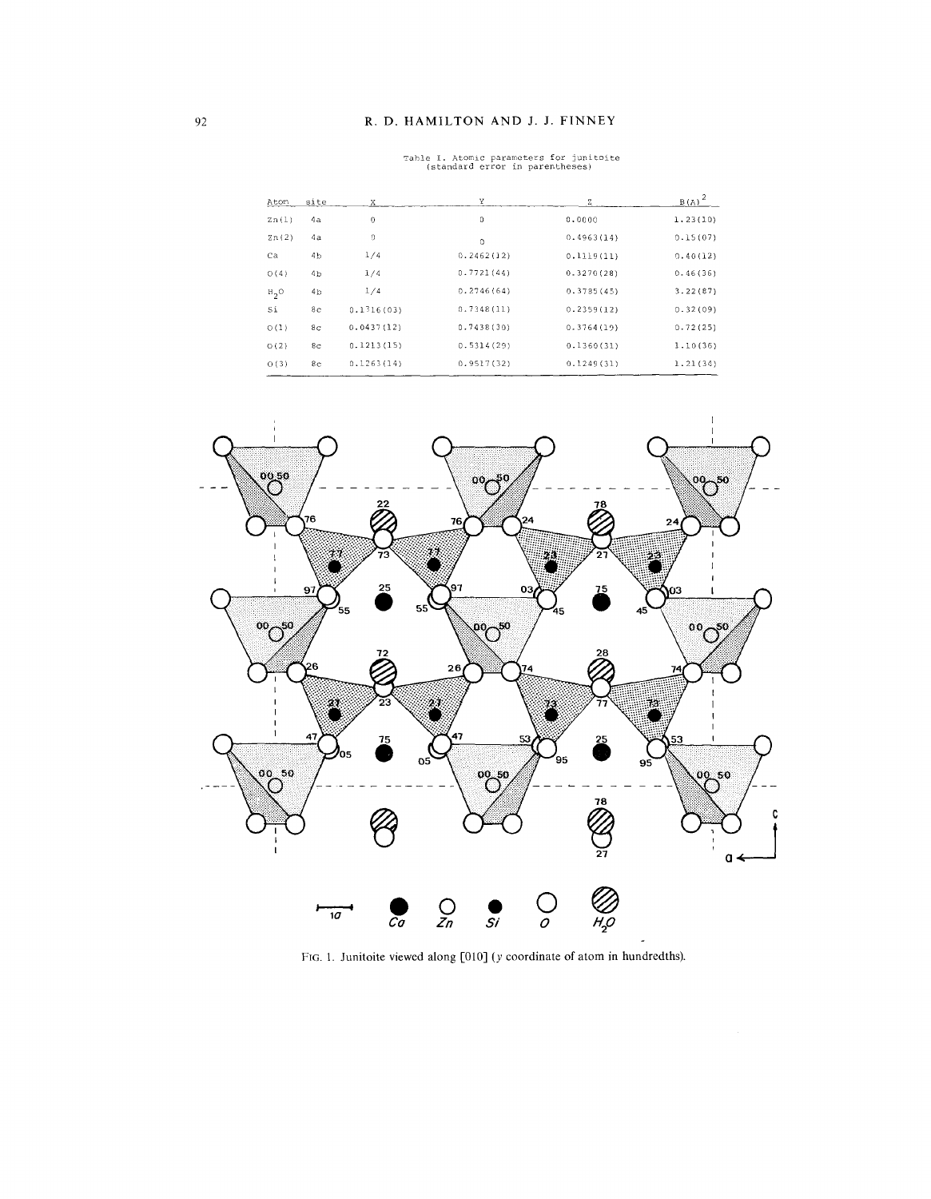Table I. Atomic parameters for junitoite (standard error in parentheses)

| Atom | site | X | Y | Z | $B(A)^2$ |
|---|---|---|---|---|---|
| Zn(1) | 4a | 0 | 0 | 0.0000 | 1.23(10) |
| Zn(2) | 4a | 0 | 0 | 0.4963(14) | 0.15(07) |
| Ca | 4b | 1/4 | 0.2462(12) | 0.1119(11) | 0.40(12) |
| O(4) | 4b | 1/4 | 0.7721(44) | 0.3270(28) | 0.46(36) |
| $H_2O$ | 4b | 1/4 | 0.2746(64) | 0.3785(45) | 3.22(87) |
| Si | 8c | 0.1316(03) | 0.7348(11) | 0.2359(12) | 0.32(09) |
| O(1) | 8c | 0.0437(12) | 0.7438(30) | 0.3764(19) | 0.72(25) |
| O(2) | 8c | 0.1213(15) | 0.5314(29) | 0.1360(31) | 1.10(36) |
| O(3) | 8c | 0.1263(14) | 0.9517(32) | 0.1249(31) | 1.21(34) |

FIG. 1. Junitoite viewed along [010] ($y$ coordinate of atom in hundredths).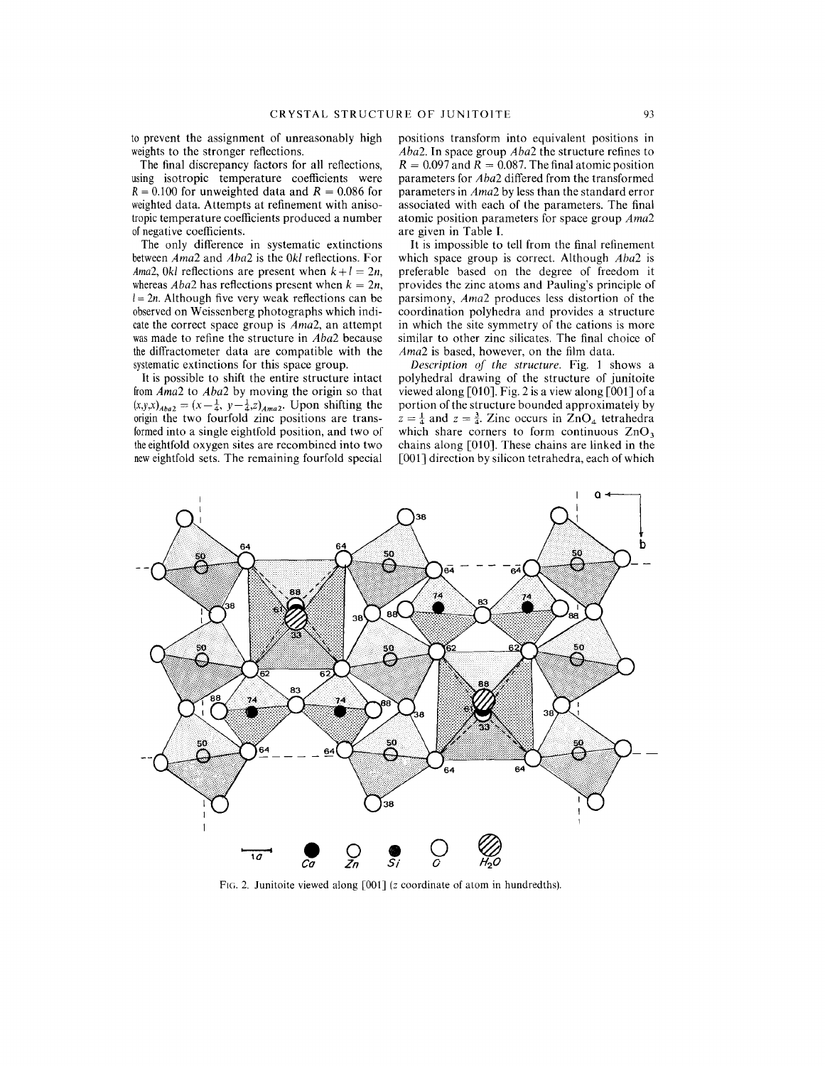to prevent the assignment of unreasonably high weights to the stronger reflections.

The final discrepancy factors for all reflections, using isotropic temperature coefficients were $R = 0.100$ for unweighted data and $R = 0.086$ for weighted data. Attempts at refinement with anisotropic temperature coefficients produced a number of negative coefficients.

The only difference in systematic extinctions between *Ama*2 and *Aba*2 is the 0*kl* reflections. For *Ama*2, 0*kl* reflections are present when $k+l = 2n$, whereas *Aba*2 has reflections present when $k = 2n$, $l = 2n$. Although five very weak reflections can be observed on Weissenberg photographs which indicate the correct space group is *Ama*2, an attempt was made to refine the structure in *Aba*2 because the diffractometer data are compatible with the systematic extinctions for this space group.

It is possible to shift the entire structure intact from *Ama*2 to *Aba*2 by moving the origin so that $(x,y,x)_{Aba2} = (x-\frac{1}{4}, y-\frac{1}{4}, z)_{Ama2}$. Upon shifting the origin the two fourfold zinc positions are transformed into a single eightfold position, and two of the eightfold oxygen sites are recombined into two new eightfold sets. The remaining fourfold special positions transform into equivalent positions in *Aba*2. In space group *Aba*2 the structure refines to $R = 0.097$ and $R = 0.087$. The final atomic position parameters for *Aba*2 differed from the transformed parameters in *Ama*2 by less than the standard error associated with each of the parameters. The final atomic position parameters for space group *Ama*2 are given in Table I.

It is impossible to tell from the final refinement which space group is correct. Although *Aba*2 is preferable based on the degree of freedom it provides the zinc atoms and Pauling's principle of parsimony, *Ama*2 produces less distortion of the coordination polyhedra and provides a structure in which the site symmetry of the cations is more similar to other zinc silicates. The final choice of *Ama*2 is based, however, on the film data.

*Description of the structure.* Fig. 1 shows a polyhedral drawing of the structure of junitoite viewed along [010]. Fig. 2 is a view along [001] of a portion of the structure bounded approximately by $z = \frac{1}{4}$ and $z = \frac{3}{4}$. Zinc occurs in $ZnO_4$ tetrahedra which share corners to form continuous $ZnO_3$ chains along [010]. These chains are linked in the [001] direction by silicon tetrahedra, each of which

FIG. 2. Junitoite viewed along [001] (*z* coordinate of atom in hundredths).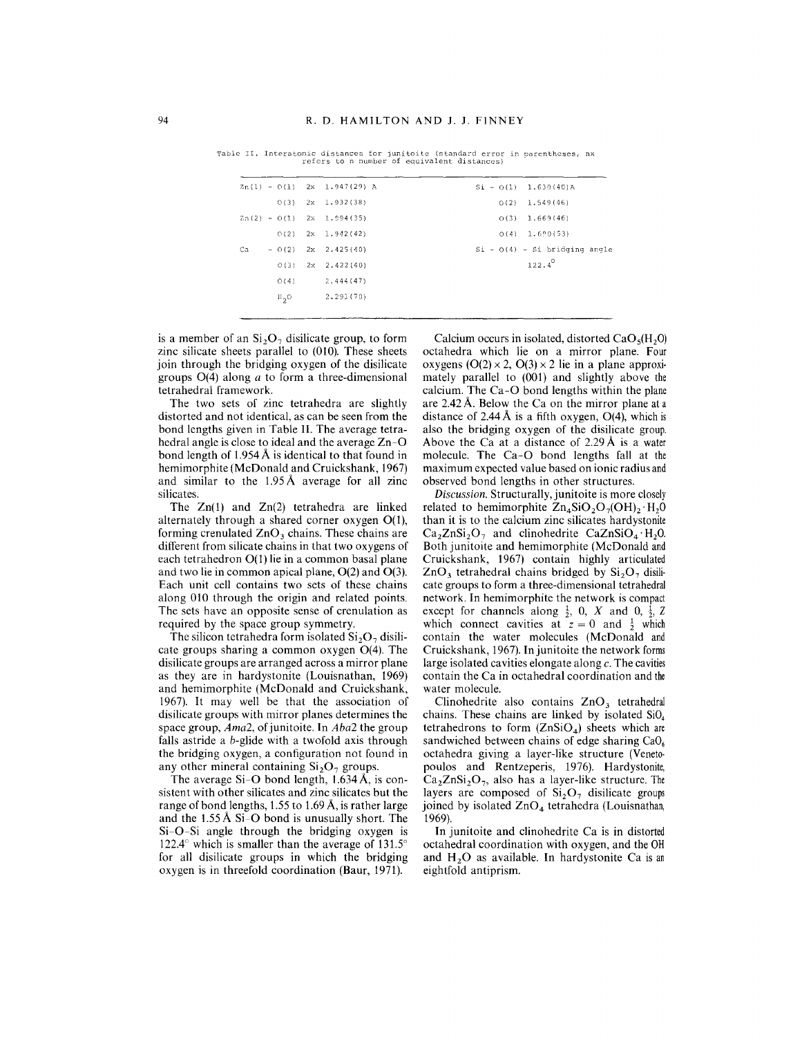Table II. Interatomic distances for junitoite (standard error in parentheses, nx refers to n number of equivalent distances)

| | | | | | |
|---|---|---|---|---|---|
| Zn(1) – O(1) | 2x | 1.947(29) Å | Si – O(1) | 1.630(40) Å | |
| O(3) | 2x | 1.932(38) | O(2) | 1.549(46) | |
| Zn(2) – O(1) | 2x | 1.994(35) | O(3) | 1.669(46) | |
| O(2) | 2x | 1.942(42) | O(4) | 1.690(53) | |
| Ca – O(2) | 2x | 2.425(40) | Si – O(4) – Si bridging angle | | |
| O(3) | 2x | 2.422(40) | | 122.4° | |
| O(4) | | 2.444(47) | | | |
| $H_2O$ | | 2.291(70) | | | |

is a member of an $Si_2O_7$ disilicate group, to form zinc silicate sheets parallel to (010). These sheets join through the bridging oxygen of the disilicate groups O(4) along *a* to form a three-dimensional tetrahedral framework.

The two sets of zinc tetrahedra are slightly distorted and not identical, as can be seen from the bond lengths given in Table II. The average tetrahedral angle is close to ideal and the average Zn–O bond length of 1.954 Å is identical to that found in hemimorphite (McDonald and Cruickshank, 1967) and similar to the 1.95 Å average for all zinc silicates.

The Zn(1) and Zn(2) tetrahedra are linked alternately through a shared corner oxygen O(1), forming crenulated $ZnO_3$ chains. These chains are different from silicate chains in that two oxygens of each tetrahedron O(1) lie in a common basal plane and two lie in common apical plane, O(2) and O(3). Each unit cell contains two sets of these chains along 010 through the origin and related points. The sets have an opposite sense of crenulation as required by the space group symmetry.

The silicon tetrahedra form isolated $Si_2O_7$ disilicate groups sharing a common oxygen O(4). The disilicate groups are arranged across a mirror plane as they are in hardystonite (Louisnathan, 1969) and hemimorphite (McDonald and Cruickshank, 1967). It may well be that the association of disilicate groups with mirror planes determines the space group, *Ama*2, of junitoite. In *Aba*2 the group falls astride a *b*-glide with a twofold axis through the bridging oxygen, a configuration not found in any other mineral containing $Si_2O_7$ groups.

The average Si–O bond length, 1.634 Å, is consistent with other silicates and zinc silicates but the range of bond lengths, 1.55 to 1.69 Å, is rather large and the 1.55 Å Si–O bond is unusually short. The Si–O–Si angle through the bridging oxygen is 122.4° which is smaller than the average of 131.5° for all disilicate groups in which the bridging oxygen is in threefold coordination (Baur, 1971).

Calcium occurs in isolated, distorted $CaO_5(H_2O)$ octahedra which lie on a mirror plane. Four oxygens (O(2) × 2, O(3) × 2 lie in a plane approximately parallel to (001) and slightly above the calcium. The Ca–O bond lengths within the plane are 2.42 Å. Below the Ca on the mirror plane at a distance of 2.44 Å is a fifth oxygen, O(4), which is also the bridging oxygen of the disilicate group. Above the Ca at a distance of 2.29 Å is a water molecule. The Ca–O bond lengths fall at the maximum expected value based on ionic radius and observed bond lengths in other structures.

*Discussion.* Structurally, junitoite is more closely related to hemimorphite $Zn_4SiO_2O_7(OH)_2 \cdot H_2O$ than it is to the calcium zinc silicates hardystonite $Ca_2ZnSi_2O_7$ and clinohedrite $CaZnSiO_4 \cdot H_2O$. Both junitoite and hemimorphite (McDonald and Cruickshank, 1967) contain highly articulated $ZnO_3$ tetrahedral chains bridged by $Si_2O_7$ disilicate groups to form a three-dimensional tetrahedral network. In hemimorphite the network is compact except for channels along $\frac{1}{2}$, 0, *X* and 0, $\frac{1}{2}$, *Z* which connect cavities at $z = 0$ and $\frac{1}{2}$ which contain the water molecules (McDonald and Cruickshank, 1967). In junitoite the network forms large isolated cavities elongate along *c*. The cavities contain the Ca in octahedral coordination and the water molecule.

Clinohedrite also contains $ZnO_3$ tetrahedral chains. These chains are linked by isolated $SiO_4$ tetrahedrons to form ($ZnSiO_4$) sheets which are sandwiched between chains of edge sharing $CaO_6$ octahedra giving a layer-like structure (Venetopoulos and Rentzeperis, 1976). Hardystonite, $Ca_2ZnSi_2O_7$, also has a layer-like structure. The layers are composed of $Si_2O_7$ disilicate groups joined by isolated $ZnO_4$ tetrahedra (Louisnathan, 1969).

In junitoite and clinohedrite Ca is in distorted octahedral coordination with oxygen, and the OH and $H_2O$ as available. In hardystonite Ca is an eightfold antiprism.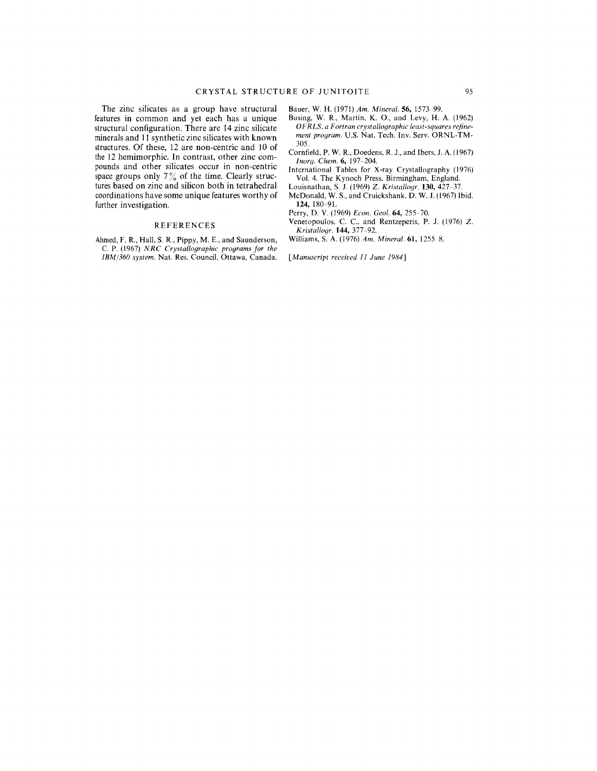The zinc silicates as a group have structural features in common and yet each has a unique structural configuration. There are 14 zinc silicate minerals and 11 synthetic zinc silicates with known structures. Of these, 12 are non-centric and 10 of the 12 hemimorphic. In contrast, other zinc compounds and other silicates occur in non-centric space groups only 7% of the time. Clearly structures based on zinc and silicon both in tetrahedral coordinations have some unique features worthy of further investigation.

## REFERENCES

Ahmed, F. R., Hall, S. R., Pippy, M. E., and Saunderson, C. P. (1967) *NRC Crystallographic programs for the IBM/360 system.* Nat. Res. Council, Ottawa, Canada.

Bauer, W. H. (1971) *Am. Mineral.* **56,** 1573–99.

Busing, W. R., Martin, K. O., and Levy, H. A. (1962) *OFRLS, a Fortran crystallographic least-squares refinement program.* U.S. Nat. Tech. Inv. Serv. ORNL-TM-305.

Cornfield, P. W. R., Doedens, R. J., and Ibers, J. A. (1967) *Inorg. Chem.* **6,** 197–204.

International Tables for X-ray Crystallography (1976) Vol. 4. The Kynoch Press, Birmingham, England.

Louisnathan, S. J. (1969) *Z. Kristallogr.* **130,** 427–37.

McDonald, W. S., and Cruickshank, D. W. J. (1967) Ibid. **124,** 180–91.

Perry, D. V. (1969) *Econ. Geol.* **64,** 255–70.

Venetopoulos, C. C., and Rentzeperis, P. J. (1976) *Z. Kristallogr.* **144,** 377–92.

Williams, S. A. (1976) *Am. Mineral.* **61,** 1255–8.

[*Manuscript received 11 June 1984*]